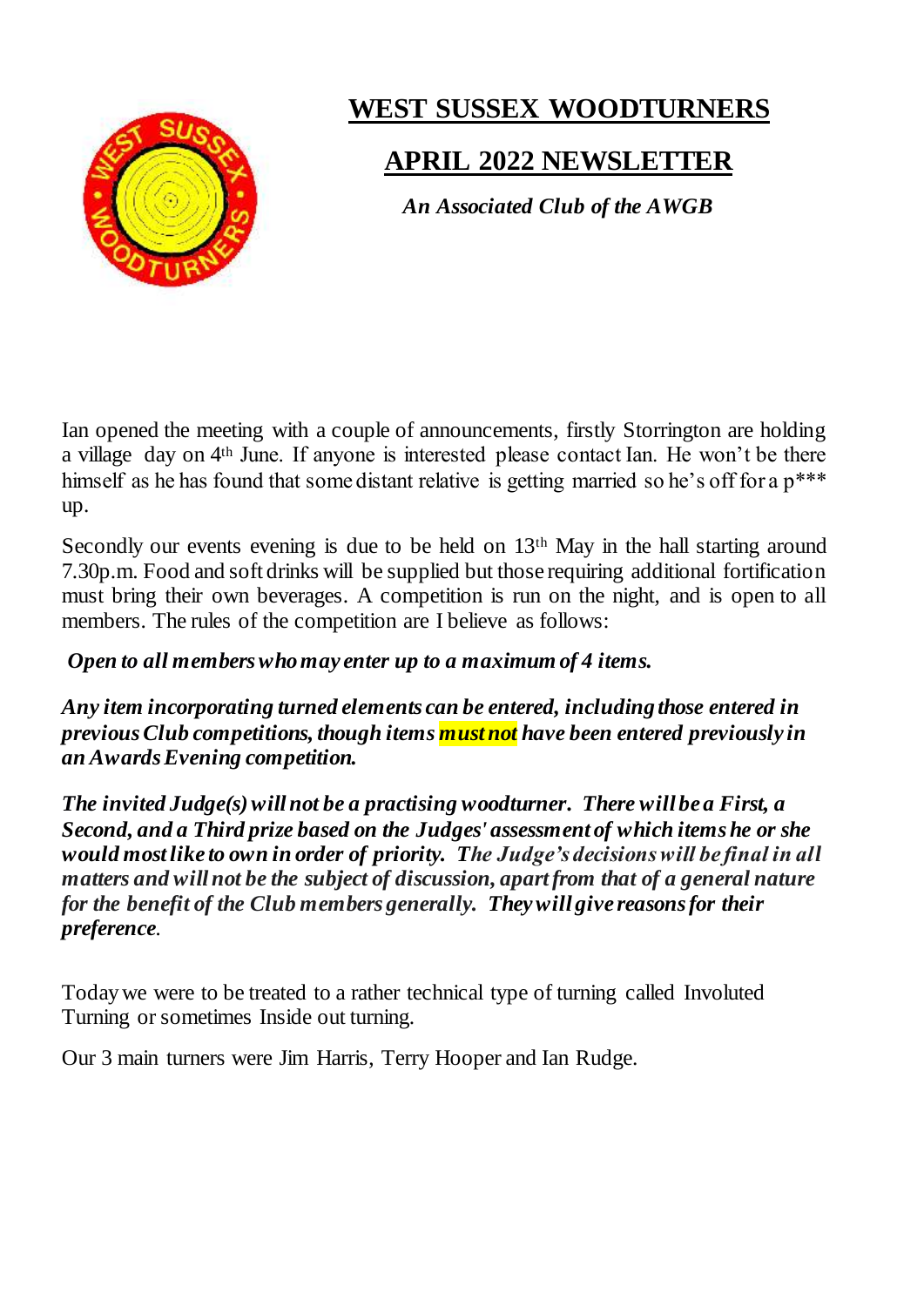# WEST SUSSEX WOODTURNERS

## APRIL 2022 NEWSLETTER

***An Associated Club of the AWGB***

Ian opened the meeting with a couple of announcements, firstly Storrington are holding a village day on 4th June. If anyone is interested please contact Ian. He won't be there himself as he has found that some distant relative is getting married so he's off for a p*** up.

Secondly our events evening is due to be held on 13th May in the hall starting around 7.30p.m. Food and soft drinks will be supplied but those requiring additional fortification must bring their own beverages. A competition is run on the night, and is open to all members. The rules of the competition are I believe as follows:

***Open to all members who may enter up to a maximum of 4 items.***

***Any item incorporating turned elements can be entered, including those entered in previous Club competitions, though items must not have been entered previously in an Awards Evening competition.***

***The invited Judge(s) will not be a practising woodturner. There will be a First, a Second, and a Third prize based on the Judges' assessment of which items he or she would most like to own in order of priority. The Judge's decisions will be final in all matters and will not be the subject of discussion, apart from that of a general nature for the benefit of the Club members generally. They will give reasons for their preference.***

Today we were to be treated to a rather technical type of turning called Involuted Turning or sometimes Inside out turning.

Our 3 main turners were Jim Harris, Terry Hooper and Ian Rudge.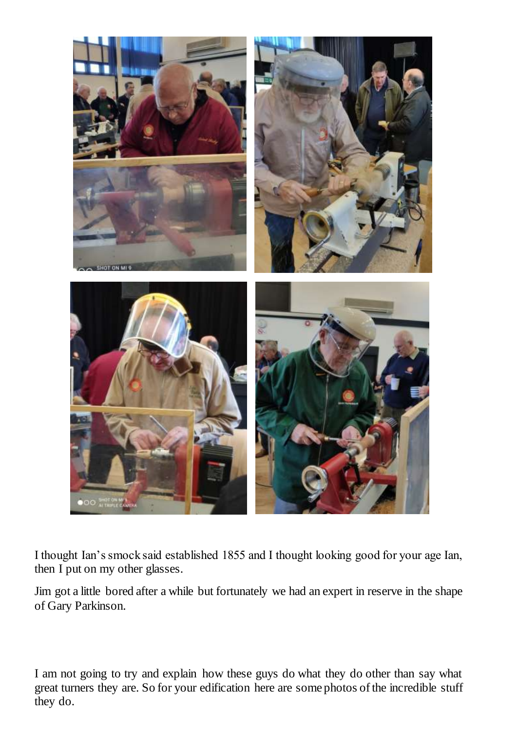I thought Ian's smock said established 1855 and I thought looking good for your age Ian, then I put on my other glasses.

Jim got a little bored after a while but fortunately we had an expert in reserve in the shape of Gary Parkinson.

I am not going to try and explain how these guys do what they do other than say what great turners they are. So for your edification here are some photos of the incredible stuff they do.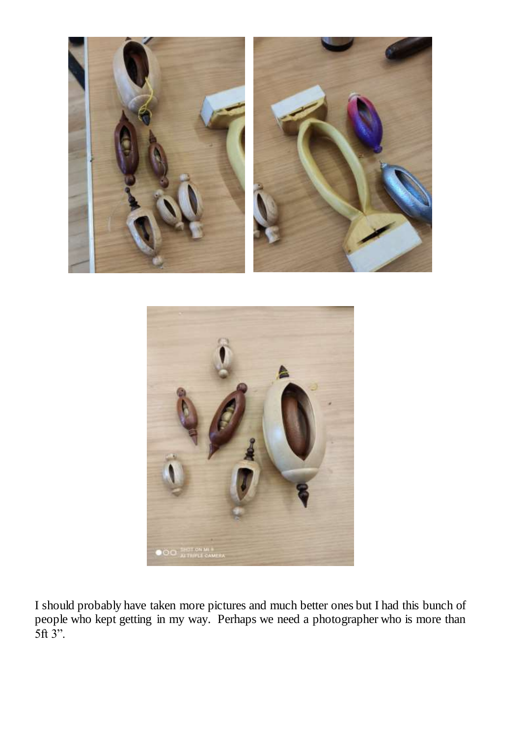I should probably have taken more pictures and much better ones but I had this bunch of people who kept getting in my way. Perhaps we need a photographer who is more than 5ft 3".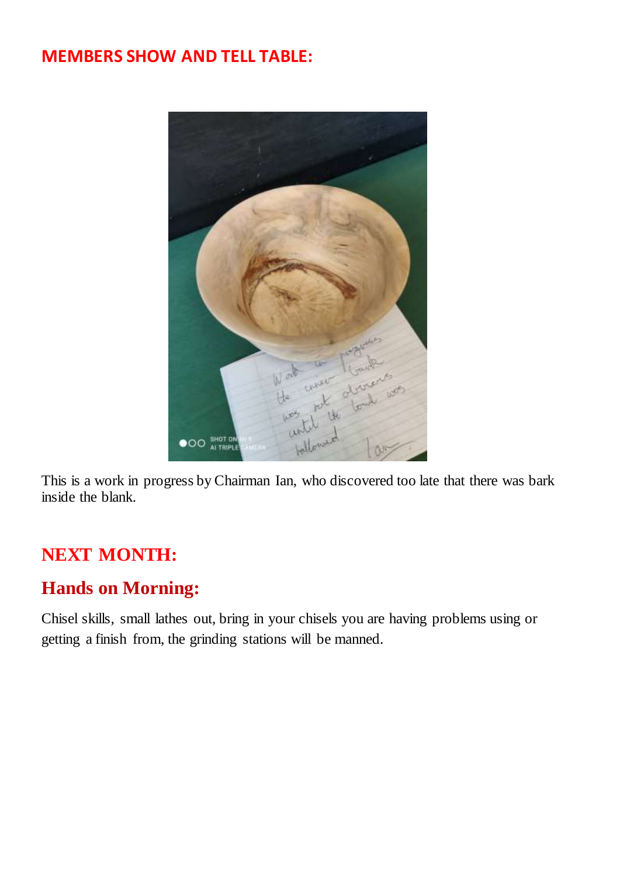## MEMBERS SHOW AND TELL TABLE:

This is a work in progress by Chairman Ian, who discovered too late that there was bark inside the blank.

## NEXT MONTH:

## Hands on Morning:

Chisel skills, small lathes out, bring in your chisels you are having problems using or getting a finish from, the grinding stations will be manned.